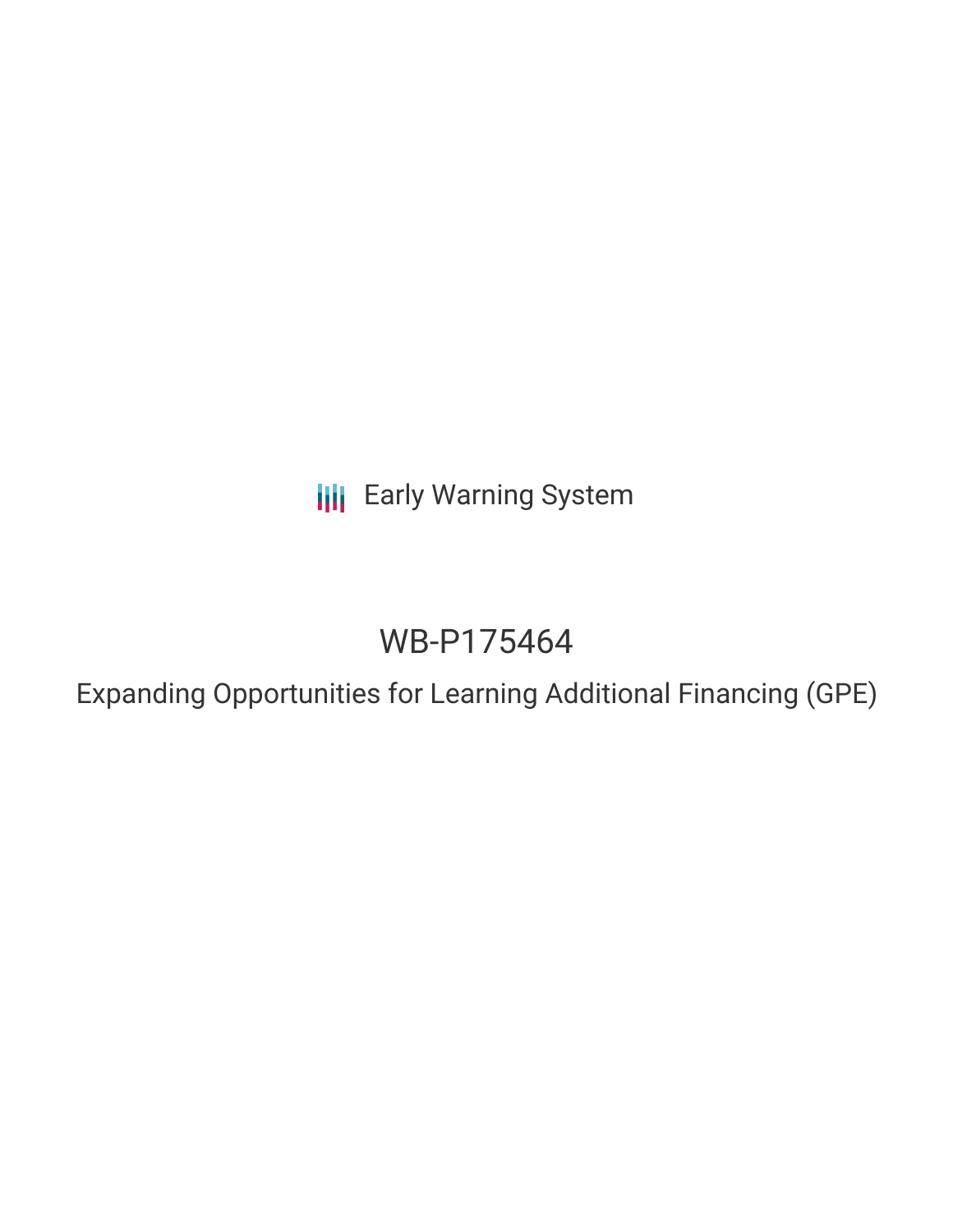Early Warning System

# WB-P175464

## Expanding Opportunities for Learning Additional Financing (GPE)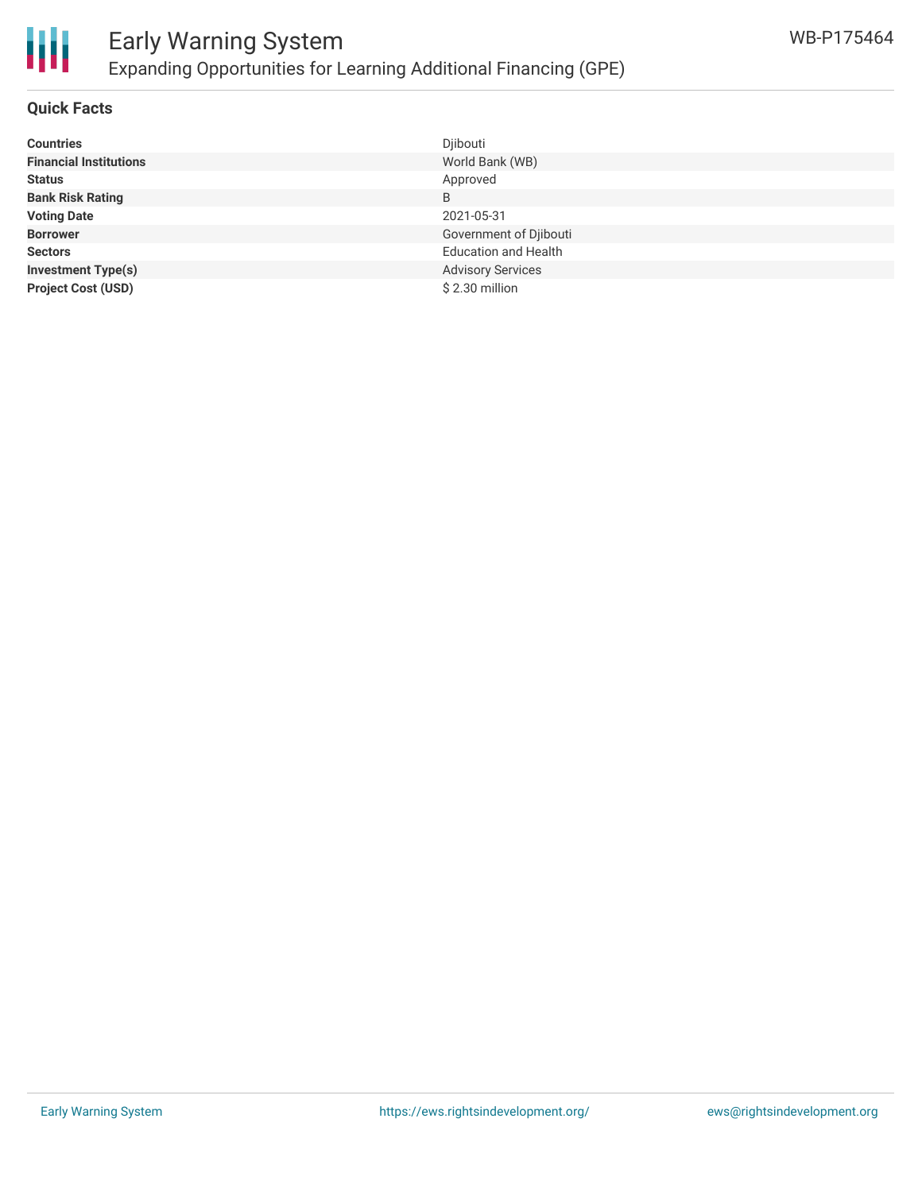# Early Warning System

## Expanding Opportunities for Learning Additional Financing (GPE)

WB-P175464

### Quick Facts

| | |
|---|---|
| **Countries** | Djibouti |
| **Financial Institutions** | World Bank (WB) |
| **Status** | Approved |
| **Bank Risk Rating** | B |
| **Voting Date** | 2021-05-31 |
| **Borrower** | Government of Djibouti |
| **Sectors** | Education and Health |
| **Investment Type(s)** | Advisory Services |
| **Project Cost (USD)** | $ 2.30 million |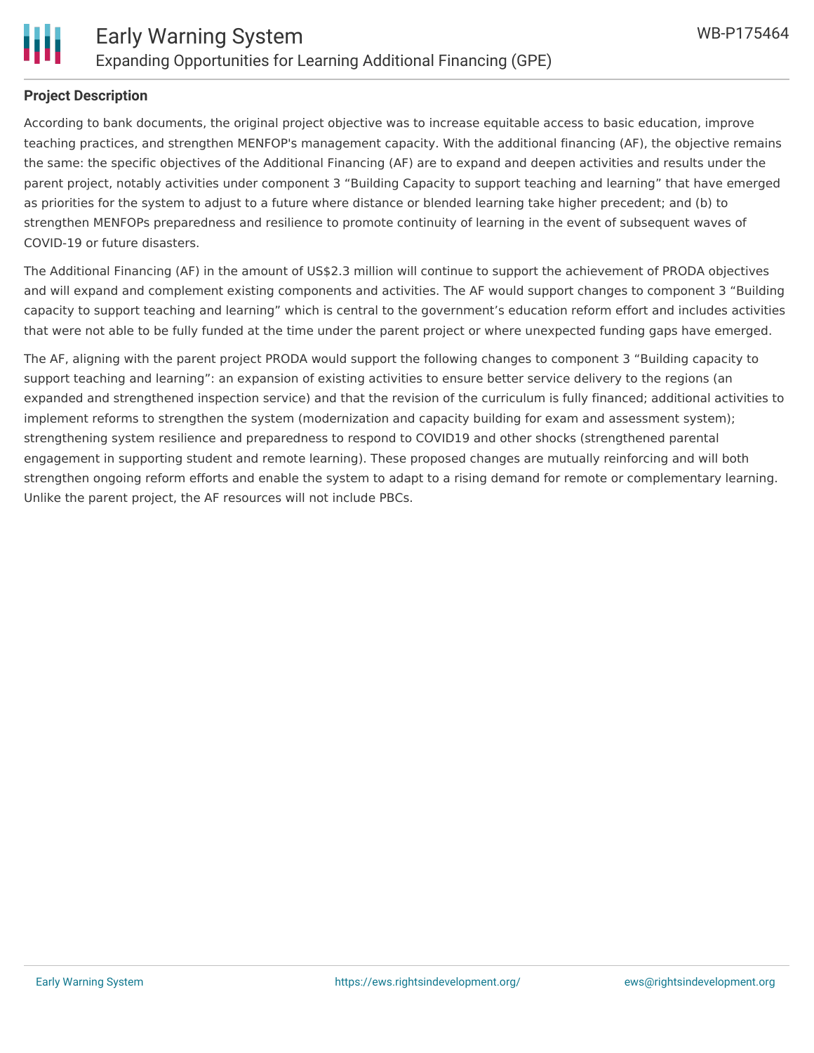## Project Description

According to bank documents, the original project objective was to increase equitable access to basic education, improve teaching practices, and strengthen MENFOP's management capacity. With the additional financing (AF), the objective remains the same: the specific objectives of the Additional Financing (AF) are to expand and deepen activities and results under the parent project, notably activities under component 3 "Building Capacity to support teaching and learning" that have emerged as priorities for the system to adjust to a future where distance or blended learning take higher precedent; and (b) to strengthen MENFOPs preparedness and resilience to promote continuity of learning in the event of subsequent waves of COVID-19 or future disasters.

The Additional Financing (AF) in the amount of US$2.3 million will continue to support the achievement of PRODA objectives and will expand and complement existing components and activities. The AF would support changes to component 3 "Building capacity to support teaching and learning" which is central to the government's education reform effort and includes activities that were not able to be fully funded at the time under the parent project or where unexpected funding gaps have emerged.

The AF, aligning with the parent project PRODA would support the following changes to component 3 "Building capacity to support teaching and learning": an expansion of existing activities to ensure better service delivery to the regions (an expanded and strengthened inspection service) and that the revision of the curriculum is fully financed; additional activities to implement reforms to strengthen the system (modernization and capacity building for exam and assessment system); strengthening system resilience and preparedness to respond to COVID19 and other shocks (strengthened parental engagement in supporting student and remote learning). These proposed changes are mutually reinforcing and will both strengthen ongoing reform efforts and enable the system to adapt to a rising demand for remote or complementary learning. Unlike the parent project, the AF resources will not include PBCs.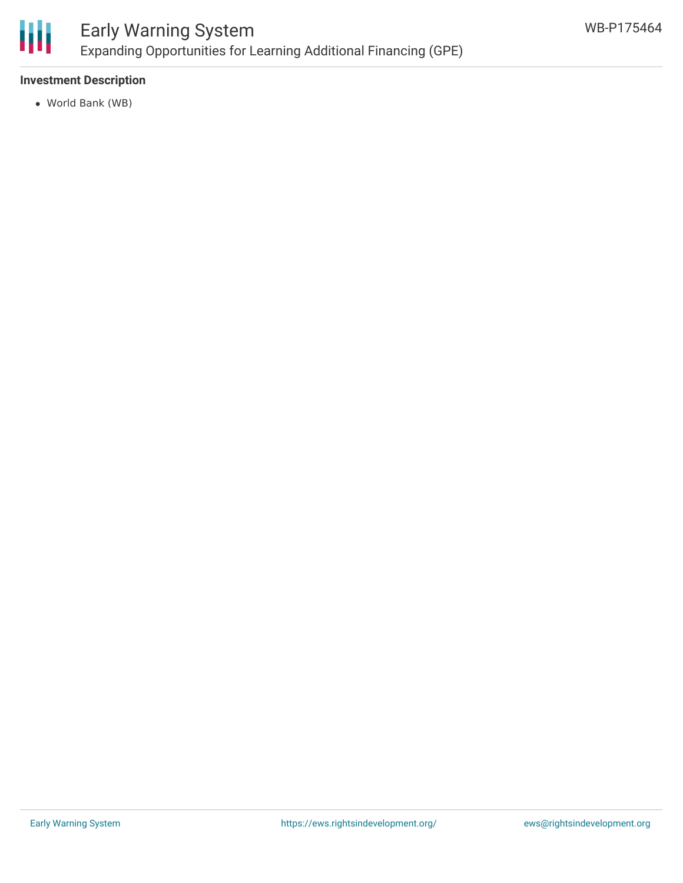### Investment Description

- World Bank (WB)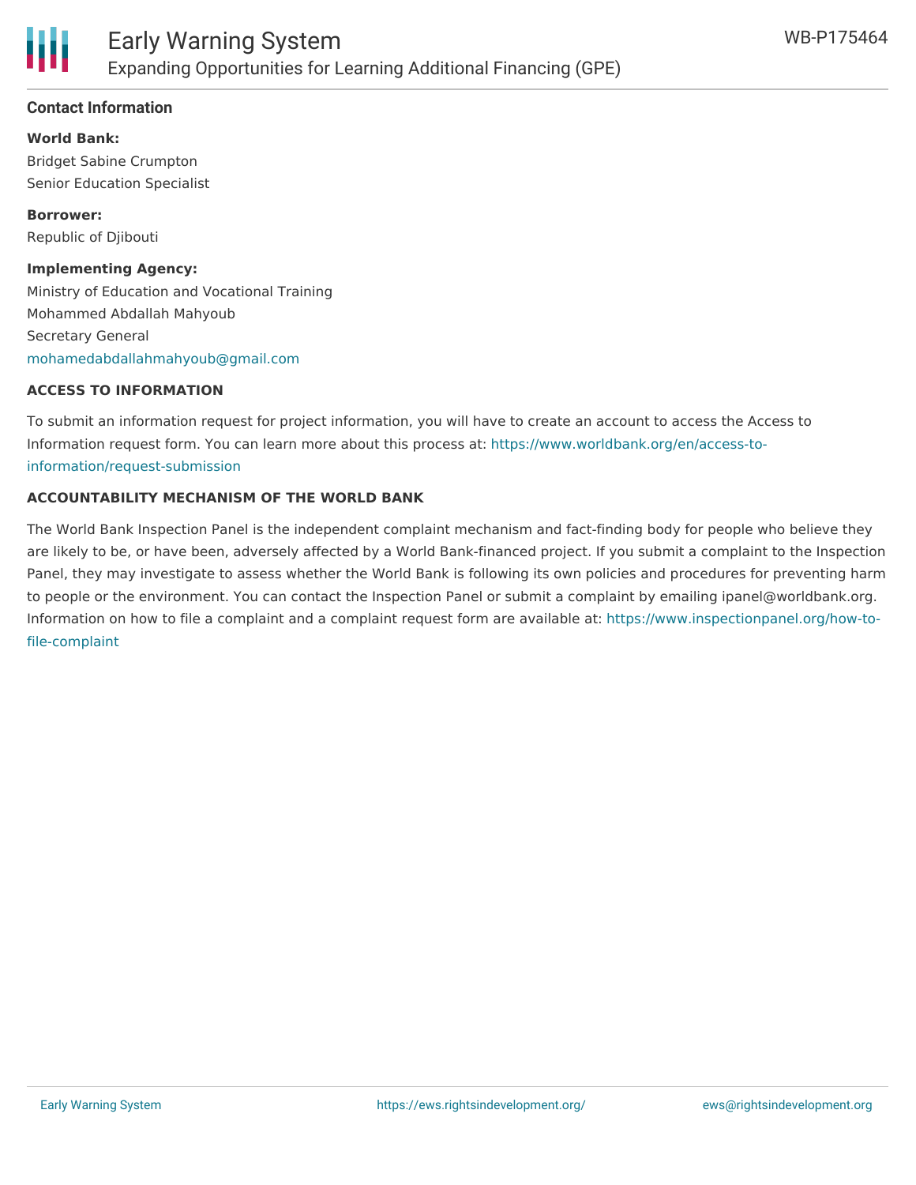## Contact Information

**World Bank:**
Bridget Sabine Crumpton
Senior Education Specialist

**Borrower:**
Republic of Djibouti

**Implementing Agency:**
Ministry of Education and Vocational Training
Mohammed Abdallah Mahyoub
Secretary General
mohamedabdallahmahyoub@gmail.com

### ACCESS TO INFORMATION

To submit an information request for project information, you will have to create an account to access the Access to Information request form. You can learn more about this process at: https://www.worldbank.org/en/access-to-information/request-submission

### ACCOUNTABILITY MECHANISM OF THE WORLD BANK

The World Bank Inspection Panel is the independent complaint mechanism and fact-finding body for people who believe they are likely to be, or have been, adversely affected by a World Bank-financed project. If you submit a complaint to the Inspection Panel, they may investigate to assess whether the World Bank is following its own policies and procedures for preventing harm to people or the environment. You can contact the Inspection Panel or submit a complaint by emailing ipanel@worldbank.org. Information on how to file a complaint and a complaint request form are available at: https://www.inspectionpanel.org/how-to-file-complaint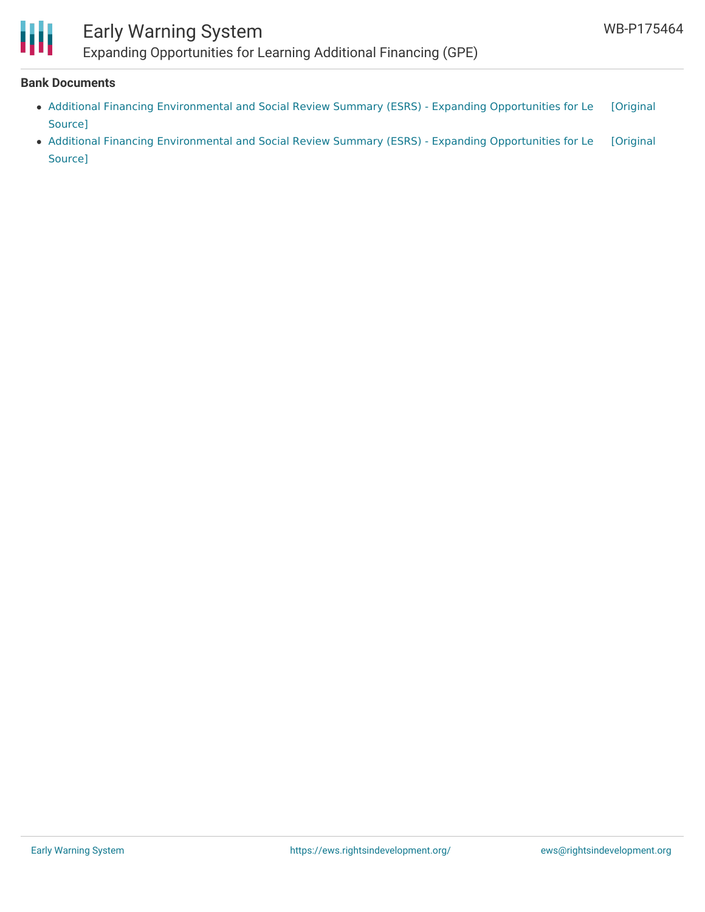**Bank Documents**

- Additional Financing Environmental and Social Review Summary (ESRS) - Expanding Opportunities for Le [Original Source]
- Additional Financing Environmental and Social Review Summary (ESRS) - Expanding Opportunities for Le [Original Source]